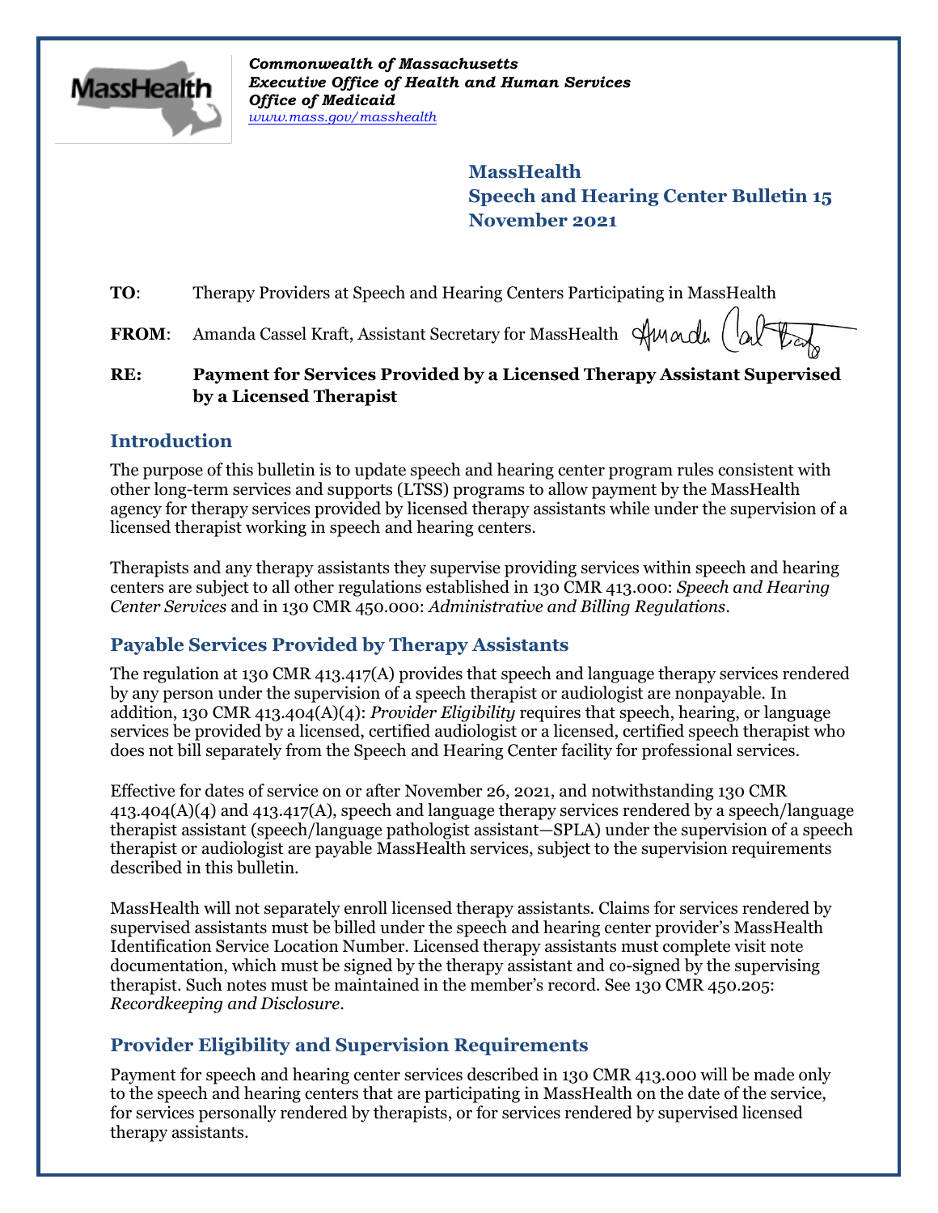*Commonwealth of Massachusetts*
***Executive Office of Health and Human Services***
***Office of Medicaid***
*www.mass.gov/masshealth*

**MassHealth**
**Speech and Hearing Center Bulletin 15**
**November 2021**

**TO**: Therapy Providers at Speech and Hearing Centers Participating in MassHealth

**FROM**: Amanda Cassel Kraft, Assistant Secretary for MassHealth

**RE: Payment for Services Provided by a Licensed Therapy Assistant Supervised by a Licensed Therapist**

## Introduction

The purpose of this bulletin is to update speech and hearing center program rules consistent with other long-term services and supports (LTSS) programs to allow payment by the MassHealth agency for therapy services provided by licensed therapy assistants while under the supervision of a licensed therapist working in speech and hearing centers.

Therapists and any therapy assistants they supervise providing services within speech and hearing centers are subject to all other regulations established in 130 CMR 413.000: *Speech and Hearing Center Services* and in 130 CMR 450.000: *Administrative and Billing Regulations*.

## Payable Services Provided by Therapy Assistants

The regulation at 130 CMR 413.417(A) provides that speech and language therapy services rendered by any person under the supervision of a speech therapist or audiologist are nonpayable. In addition, 130 CMR 413.404(A)(4): *Provider Eligibility* requires that speech, hearing, or language services be provided by a licensed, certified audiologist or a licensed, certified speech therapist who does not bill separately from the Speech and Hearing Center facility for professional services.

Effective for dates of service on or after November 26, 2021, and notwithstanding 130 CMR 413.404(A)(4) and 413.417(A), speech and language therapy services rendered by a speech/language therapist assistant (speech/language pathologist assistant—SPLA) under the supervision of a speech therapist or audiologist are payable MassHealth services, subject to the supervision requirements described in this bulletin.

MassHealth will not separately enroll licensed therapy assistants. Claims for services rendered by supervised assistants must be billed under the speech and hearing center provider's MassHealth Identification Service Location Number. Licensed therapy assistants must complete visit note documentation, which must be signed by the therapy assistant and co-signed by the supervising therapist. Such notes must be maintained in the member's record. See 130 CMR 450.205: *Recordkeeping and Disclosure*.

## Provider Eligibility and Supervision Requirements

Payment for speech and hearing center services described in 130 CMR 413.000 will be made only to the speech and hearing centers that are participating in MassHealth on the date of the service, for services personally rendered by therapists, or for services rendered by supervised licensed therapy assistants.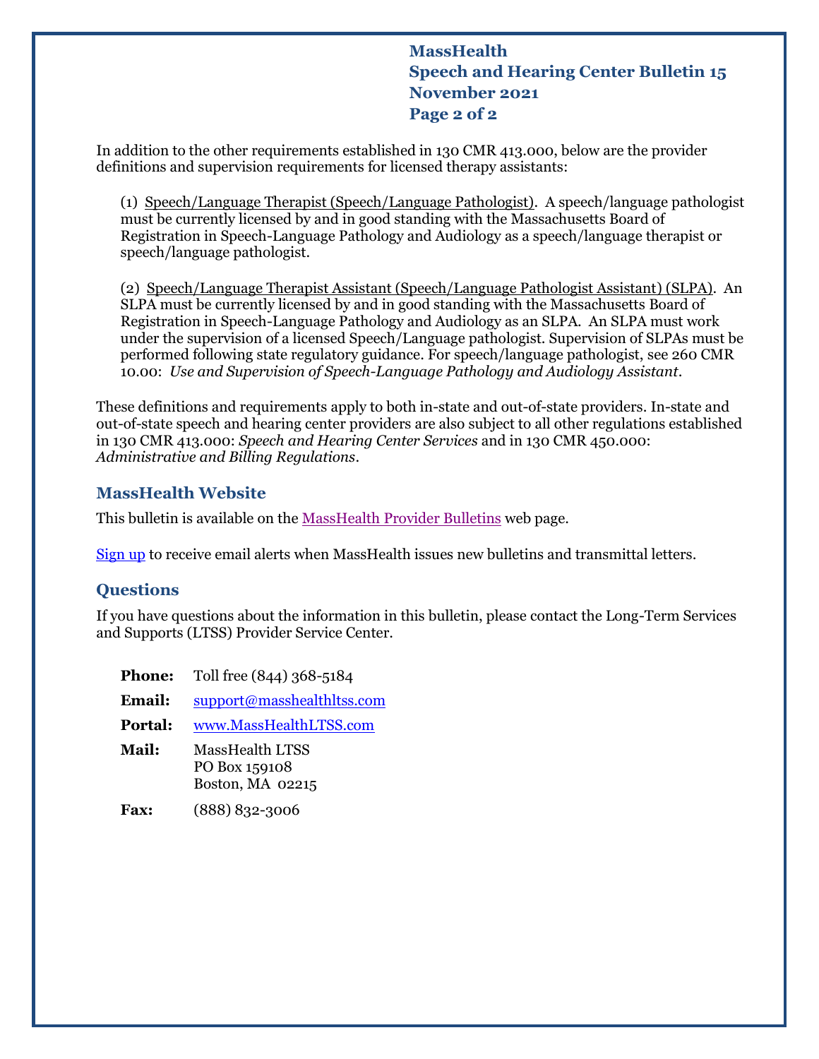In addition to the other requirements established in 130 CMR 413.000, below are the provider definitions and supervision requirements for licensed therapy assistants:

(1) Speech/Language Therapist (Speech/Language Pathologist). A speech/language pathologist must be currently licensed by and in good standing with the Massachusetts Board of Registration in Speech-Language Pathology and Audiology as a speech/language therapist or speech/language pathologist.

(2) Speech/Language Therapist Assistant (Speech/Language Pathologist Assistant) (SLPA). An SLPA must be currently licensed by and in good standing with the Massachusetts Board of Registration in Speech-Language Pathology and Audiology as an SLPA. An SLPA must work under the supervision of a licensed Speech/Language pathologist. Supervision of SLPAs must be performed following state regulatory guidance. For speech/language pathologist, see 260 CMR 10.00: *Use and Supervision of Speech-Language Pathology and Audiology Assistant*.

These definitions and requirements apply to both in-state and out-of-state providers. In-state and out-of-state speech and hearing center providers are also subject to all other regulations established in 130 CMR 413.000: *Speech and Hearing Center Services* and in 130 CMR 450.000: *Administrative and Billing Regulations*.

## MassHealth Website

This bulletin is available on the MassHealth Provider Bulletins web page.

Sign up to receive email alerts when MassHealth issues new bulletins and transmittal letters.

## Questions

If you have questions about the information in this bulletin, please contact the Long-Term Services and Supports (LTSS) Provider Service Center.

**Phone:** Toll free (844) 368-5184

**Email:** support@masshealthltss.com

**Portal:** www.MassHealthLTSS.com

**Mail:** MassHealth LTSS
PO Box 159108
Boston, MA 02215

**Fax:** (888) 832-3006